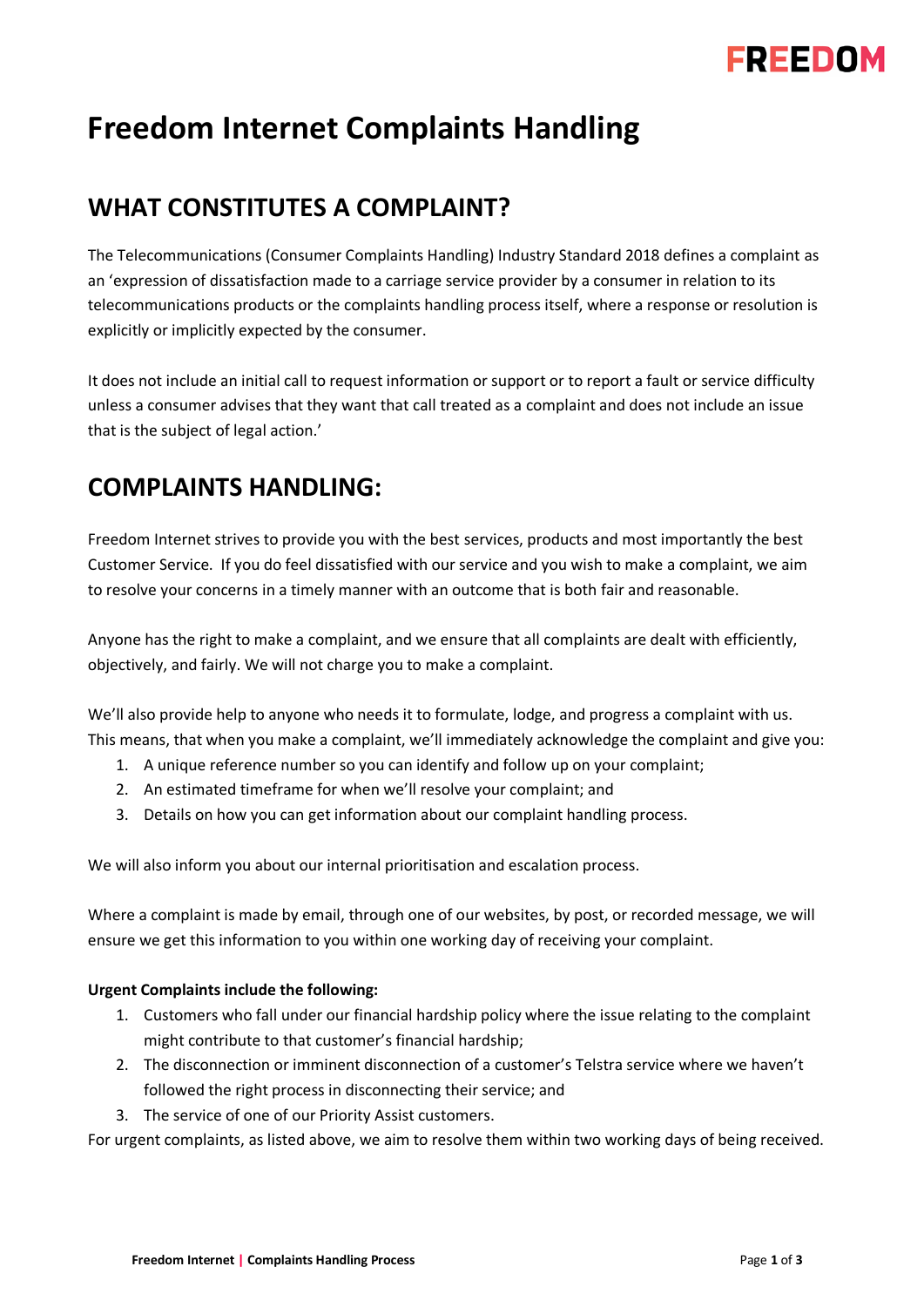# Freedom Internet Complaints Handling

## WHAT CONSTITUTES A COMPLAINT?

The Telecommunications (Consumer Complaints Handling) Industry Standard 2018 defines a complaint as an 'expression of dissatisfaction made to a carriage service provider by a consumer in relation to its telecommunications products or the complaints handling process itself, where a response or resolution is explicitly or implicitly expected by the consumer.

It does not include an initial call to request information or support or to report a fault or service difficulty unless a consumer advises that they want that call treated as a complaint and does not include an issue that is the subject of legal action.'

## COMPLAINTS HANDLING:

Freedom Internet strives to provide you with the best services, products and most importantly the best Customer Service. If you do feel dissatisfied with our service and you wish to make a complaint, we aim to resolve your concerns in a timely manner with an outcome that is both fair and reasonable.

Anyone has the right to make a complaint, and we ensure that all complaints are dealt with efficiently, objectively, and fairly. We will not charge you to make a complaint.

We'll also provide help to anyone who needs it to formulate, lodge, and progress a complaint with us. This means, that when you make a complaint, we'll immediately acknowledge the complaint and give you:

1. A unique reference number so you can identify and follow up on your complaint;
2. An estimated timeframe for when we'll resolve your complaint; and
3. Details on how you can get information about our complaint handling process.

We will also inform you about our internal prioritisation and escalation process.

Where a complaint is made by email, through one of our websites, by post, or recorded message, we will ensure we get this information to you within one working day of receiving your complaint.

**Urgent Complaints include the following:**

1. Customers who fall under our financial hardship policy where the issue relating to the complaint might contribute to that customer's financial hardship;
2. The disconnection or imminent disconnection of a customer's Telstra service where we haven't followed the right process in disconnecting their service; and
3. The service of one of our Priority Assist customers.

For urgent complaints, as listed above, we aim to resolve them within two working days of being received.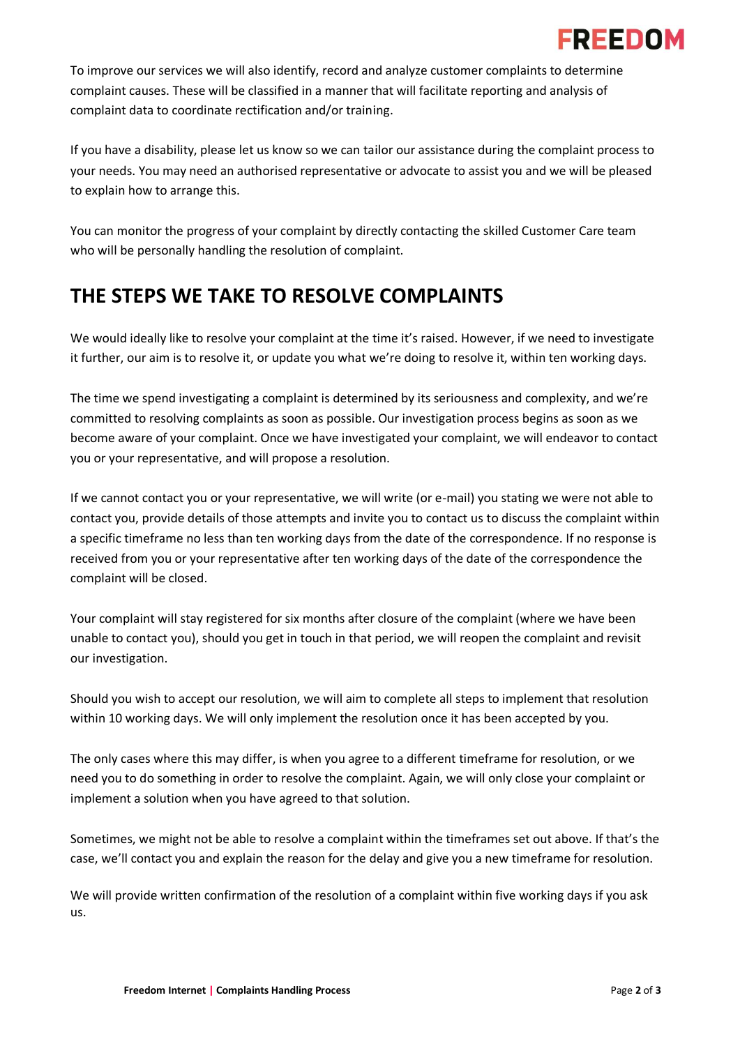To improve our services we will also identify, record and analyze customer complaints to determine complaint causes. These will be classified in a manner that will facilitate reporting and analysis of complaint data to coordinate rectification and/or training.

If you have a disability, please let us know so we can tailor our assistance during the complaint process to your needs. You may need an authorised representative or advocate to assist you and we will be pleased to explain how to arrange this.

You can monitor the progress of your complaint by directly contacting the skilled Customer Care team who will be personally handling the resolution of complaint.

## THE STEPS WE TAKE TO RESOLVE COMPLAINTS

We would ideally like to resolve your complaint at the time it's raised. However, if we need to investigate it further, our aim is to resolve it, or update you what we're doing to resolve it, within ten working days.

The time we spend investigating a complaint is determined by its seriousness and complexity, and we're committed to resolving complaints as soon as possible. Our investigation process begins as soon as we become aware of your complaint. Once we have investigated your complaint, we will endeavor to contact you or your representative, and will propose a resolution.

If we cannot contact you or your representative, we will write (or e-mail) you stating we were not able to contact you, provide details of those attempts and invite you to contact us to discuss the complaint within a specific timeframe no less than ten working days from the date of the correspondence. If no response is received from you or your representative after ten working days of the date of the correspondence the complaint will be closed.

Your complaint will stay registered for six months after closure of the complaint (where we have been unable to contact you), should you get in touch in that period, we will reopen the complaint and revisit our investigation.

Should you wish to accept our resolution, we will aim to complete all steps to implement that resolution within 10 working days. We will only implement the resolution once it has been accepted by you.

The only cases where this may differ, is when you agree to a different timeframe for resolution, or we need you to do something in order to resolve the complaint. Again, we will only close your complaint or implement a solution when you have agreed to that solution.

Sometimes, we might not be able to resolve a complaint within the timeframes set out above. If that's the case, we'll contact you and explain the reason for the delay and give you a new timeframe for resolution.

We will provide written confirmation of the resolution of a complaint within five working days if you ask us.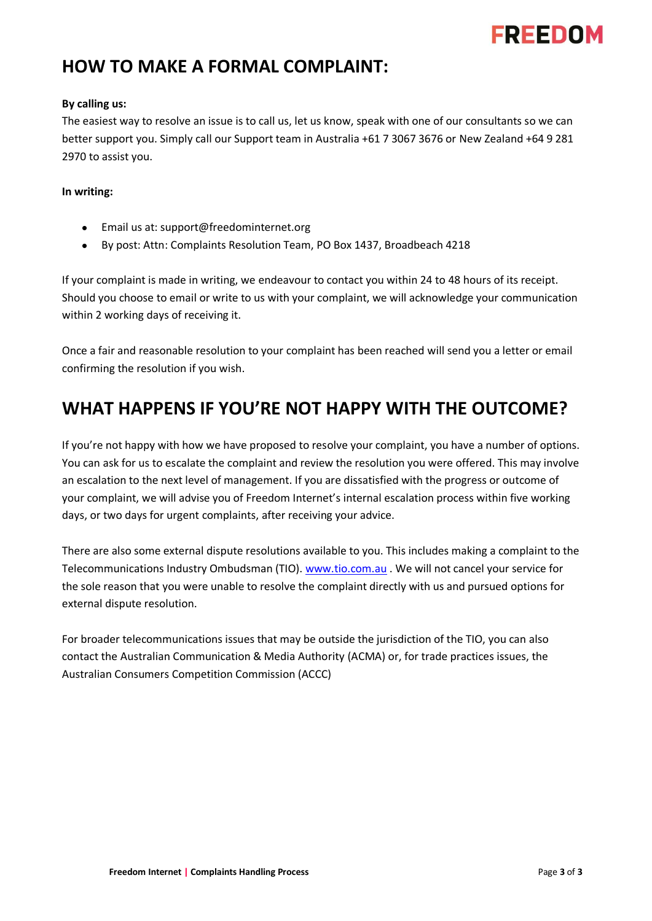# HOW TO MAKE A FORMAL COMPLAINT:

**By calling us:**

The easiest way to resolve an issue is to call us, let us know, speak with one of our consultants so we can better support you. Simply call our Support team in Australia +61 7 3067 3676 or New Zealand +64 9 281 2970 to assist you.

**In writing:**

- Email us at: support@freedominternet.org
- By post: Attn: Complaints Resolution Team, PO Box 1437, Broadbeach 4218

If your complaint is made in writing, we endeavour to contact you within 24 to 48 hours of its receipt. Should you choose to email or write to us with your complaint, we will acknowledge your communication within 2 working days of receiving it.

Once a fair and reasonable resolution to your complaint has been reached will send you a letter or email confirming the resolution if you wish.

# WHAT HAPPENS IF YOU'RE NOT HAPPY WITH THE OUTCOME?

If you're not happy with how we have proposed to resolve your complaint, you have a number of options. You can ask for us to escalate the complaint and review the resolution you were offered. This may involve an escalation to the next level of management. If you are dissatisfied with the progress or outcome of your complaint, we will advise you of Freedom Internet's internal escalation process within five working days, or two days for urgent complaints, after receiving your advice.

There are also some external dispute resolutions available to you. This includes making a complaint to the Telecommunications Industry Ombudsman (TIO). www.tio.com.au . We will not cancel your service for the sole reason that you were unable to resolve the complaint directly with us and pursued options for external dispute resolution.

For broader telecommunications issues that may be outside the jurisdiction of the TIO, you can also contact the Australian Communication & Media Authority (ACMA) or, for trade practices issues, the Australian Consumers Competition Commission (ACCC)